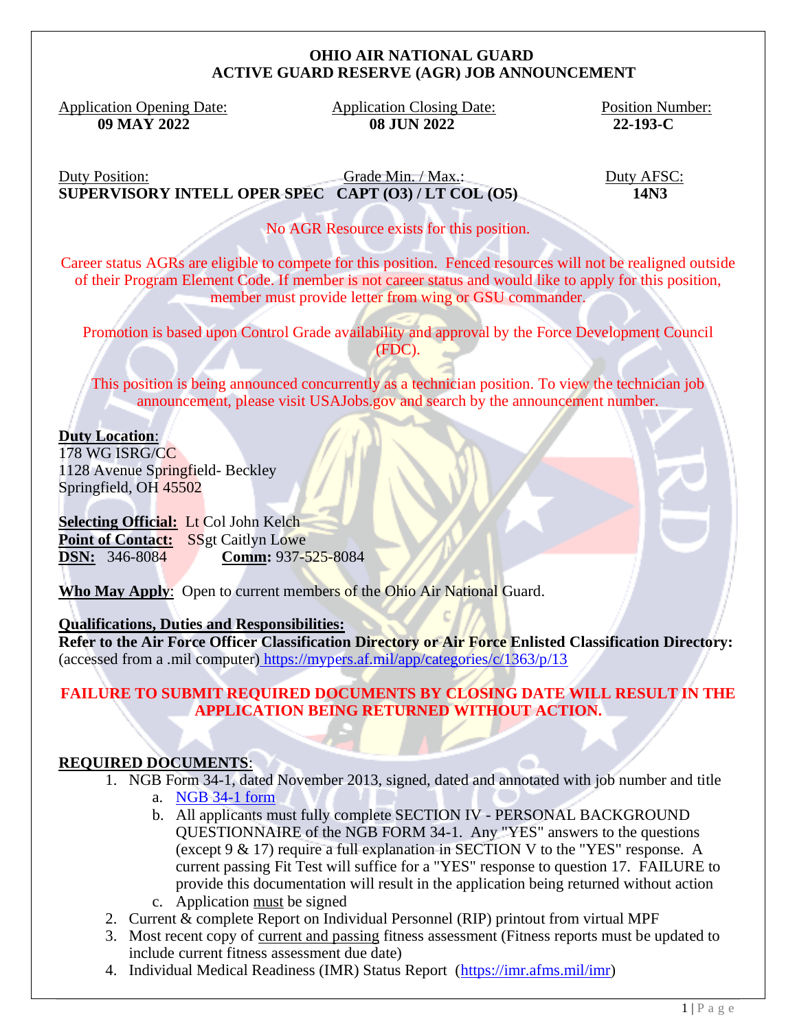**OHIO AIR NATIONAL GUARD**
**ACTIVE GUARD RESERVE (AGR) JOB ANNOUNCEMENT**

| Application Opening Date: | Application Closing Date: | Position Number: |
|---|---|---|
| **09 MAY 2022** | **08 JUN 2022** | **22-193-C** |

| Duty Position: | Grade Min. / Max.: | Duty AFSC: |
|---|---|---|
| **SUPERVISORY INTELL OPER SPEC** | **CAPT (O3) / LT COL (O5)** | **14N3** |

No AGR Resource exists for this position.

Career status AGRs are eligible to compete for this position. Fenced resources will not be realigned outside of their Program Element Code. If member is not career status and would like to apply for this position, member must provide letter from wing or GSU commander.

Promotion is based upon Control Grade availability and approval by the Force Development Council (FDC).

This position is being announced concurrently as a technician position. To view the technician job announcement, please visit USAJobs.gov and search by the announcement number.

**Duty Location**:
178 WG ISRG/CC
1128 Avenue Springfield- Beckley
Springfield, OH 45502

**Selecting Official:** Lt Col John Kelch
**Point of Contact:** SSgt Caitlyn Lowe
**DSN:** 346-8084 **Comm:** 937-525-8084

**Who May Apply**: Open to current members of the Ohio Air National Guard.

**Qualifications, Duties and Responsibilities:**
**Refer to the Air Force Officer Classification Directory or Air Force Enlisted Classification Directory:** (accessed from a .mil computer) https://mypers.af.mil/app/categories/c/1363/p/13

**FAILURE TO SUBMIT REQUIRED DOCUMENTS BY CLOSING DATE WILL RESULT IN THE APPLICATION BEING RETURNED WITHOUT ACTION.**

**REQUIRED DOCUMENTS**:

1. NGB Form 34-1, dated November 2013, signed, dated and annotated with job number and title
   a. NGB 34-1 form
   b. All applicants must fully complete SECTION IV - PERSONAL BACKGROUND QUESTIONNAIRE of the NGB FORM 34-1. Any "YES" answers to the questions (except 9 & 17) require a full explanation in SECTION V to the "YES" response. A current passing Fit Test will suffice for a "YES" response to question 17. FAILURE to provide this documentation will result in the application being returned without action
   c. Application must be signed
2. Current & complete Report on Individual Personnel (RIP) printout from virtual MPF
3. Most recent copy of current and passing fitness assessment (Fitness reports must be updated to include current fitness assessment due date)
4. Individual Medical Readiness (IMR) Status Report (https://imr.afms.mil/imr)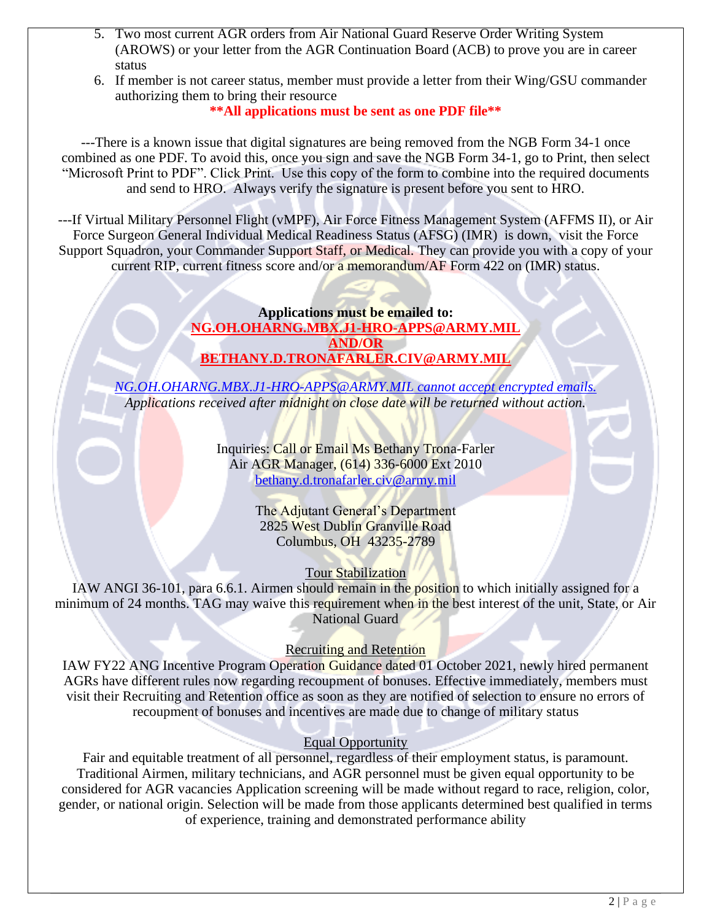5. Two most current AGR orders from Air National Guard Reserve Order Writing System (AROWS) or your letter from the AGR Continuation Board (ACB) to prove you are in career status
6. If member is not career status, member must provide a letter from their Wing/GSU commander authorizing them to bring their resource

**\*\*All applications must be sent as one PDF file\*\***

---There is a known issue that digital signatures are being removed from the NGB Form 34-1 once combined as one PDF. To avoid this, once you sign and save the NGB Form 34-1, go to Print, then select "Microsoft Print to PDF". Click Print. Use this copy of the form to combine into the required documents and send to HRO. Always verify the signature is present before you sent to HRO.

---If Virtual Military Personnel Flight (vMPF), Air Force Fitness Management System (AFFMS II), or Air Force Surgeon General Individual Medical Readiness Status (AFSG) (IMR) is down, visit the Force Support Squadron, your Commander Support Staff, or Medical. They can provide you with a copy of your current RIP, current fitness score and/or a memorandum/AF Form 422 on (IMR) status.

**Applications must be emailed to:**
**NG.OH.OHARNG.MBX.J1-HRO-APPS@ARMY.MIL**
**AND/OR**
**BETHANY.D.TRONAFARLER.CIV@ARMY.MIL**

*NG.OH.OHARNG.MBX.J1-HRO-APPS@ARMY.MIL cannot accept encrypted emails.*
*Applications received after midnight on close date will be returned without action.*

Inquiries: Call or Email Ms Bethany Trona-Farler
Air AGR Manager, (614) 336-6000 Ext 2010
bethany.d.tronafarler.civ@army.mil

The Adjutant General's Department
2825 West Dublin Granville Road
Columbus, OH 43235-2789

Tour Stabilization

IAW ANGI 36-101, para 6.6.1. Airmen should remain in the position to which initially assigned for a minimum of 24 months. TAG may waive this requirement when in the best interest of the unit, State, or Air National Guard

Recruiting and Retention

IAW FY22 ANG Incentive Program Operation Guidance dated 01 October 2021, newly hired permanent AGRs have different rules now regarding recoupment of bonuses. Effective immediately, members must visit their Recruiting and Retention office as soon as they are notified of selection to ensure no errors of recoupment of bonuses and incentives are made due to change of military status

Equal Opportunity

Fair and equitable treatment of all personnel, regardless of their employment status, is paramount. Traditional Airmen, military technicians, and AGR personnel must be given equal opportunity to be considered for AGR vacancies Application screening will be made without regard to race, religion, color, gender, or national origin. Selection will be made from those applicants determined best qualified in terms of experience, training and demonstrated performance ability